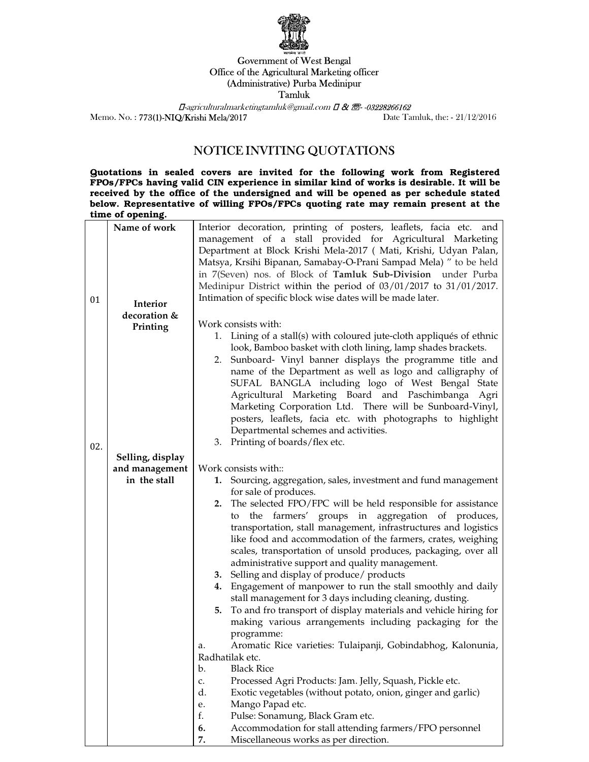Government of West Bengal
Office of the Agricultural Marketing officer
(Administrative) Purba Medinipur
Tamluk

-agriculturalmarketingtamluk@gmail.com & - -03228266162

Memo. No. : 773(1)-NIQ/Krishi Mela/2017 Date Tamluk, the: - 21/12/2016

# NOTICE INVITING QUOTATIONS

**Quotations in sealed covers are invited for the following work from Registered FPOs/FPCs having valid CIN experience in similar kind of works is desirable. It will be received by the office of the undersigned and will be opened as per schedule stated below. Representative of willing FPOs/FPCs quoting rate may remain present at the time of opening.**

| | **Name of work** | Interior decoration, printing of posters, leaflets, facia etc. and management of a stall provided for Agricultural Marketing Department at Block Krishi Mela-2017 ( Mati, Krishi, Udyan Palan, Matsya, Krsihi Bipanan, Samabay-O-Prani Sampad Mela) " to be held in 7(Seven) nos. of Block of **Tamluk Sub-Division** under Purba Medinipur District within the period of 03/01/2017 to 31/01/2017. Intimation of specific block wise dates will be made later. |
|---|---|---|
| 01 | **Interior decoration & Printing** | Work consists with:<br>1. Lining of a stall(s) with coloured jute-cloth appliqués of ethnic look, Bamboo basket with cloth lining, lamp shades brackets.<br>2. Sunboard- Vinyl banner displays the programme title and name of the Department as well as logo and calligraphy of SUFAL BANGLA including logo of West Bengal State Agricultural Marketing Board and Paschimbanga Agri Marketing Corporation Ltd. There will be Sunboard-Vinyl, posters, leaflets, facia etc. with photographs to highlight Departmental schemes and activities.<br>3. Printing of boards/flex etc. |
| 02. | **Selling, display and management in the stall** | Work consists with::<br>**1.** Sourcing, aggregation, sales, investment and fund management for sale of produces.<br>**2.** The selected FPO/FPC will be held responsible for assistance to the farmers' groups in aggregation of produces, transportation, stall management, infrastructures and logistics like food and accommodation of the farmers, crates, weighing scales, transportation of unsold produces, packaging, over all administrative support and quality management.<br>**3.** Selling and display of produce/ products<br>**4.** Engagement of manpower to run the stall smoothly and daily stall management for 3 days including cleaning, dusting.<br>**5.** To and fro transport of display materials and vehicle hiring for making various arrangements including packaging for the programme:<br>a. Aromatic Rice varieties: Tulaipanji, Gobindabhog, Kalonunia, Radhatilak etc.<br>b. Black Rice<br>c. Processed Agri Products: Jam. Jelly, Squash, Pickle etc.<br>d. Exotic vegetables (without potato, onion, ginger and garlic)<br>e. Mango Papad etc.<br>f. Pulse: Sonamung, Black Gram etc.<br>**6.** Accommodation for stall attending farmers/FPO personnel<br>**7.** Miscellaneous works as per direction. |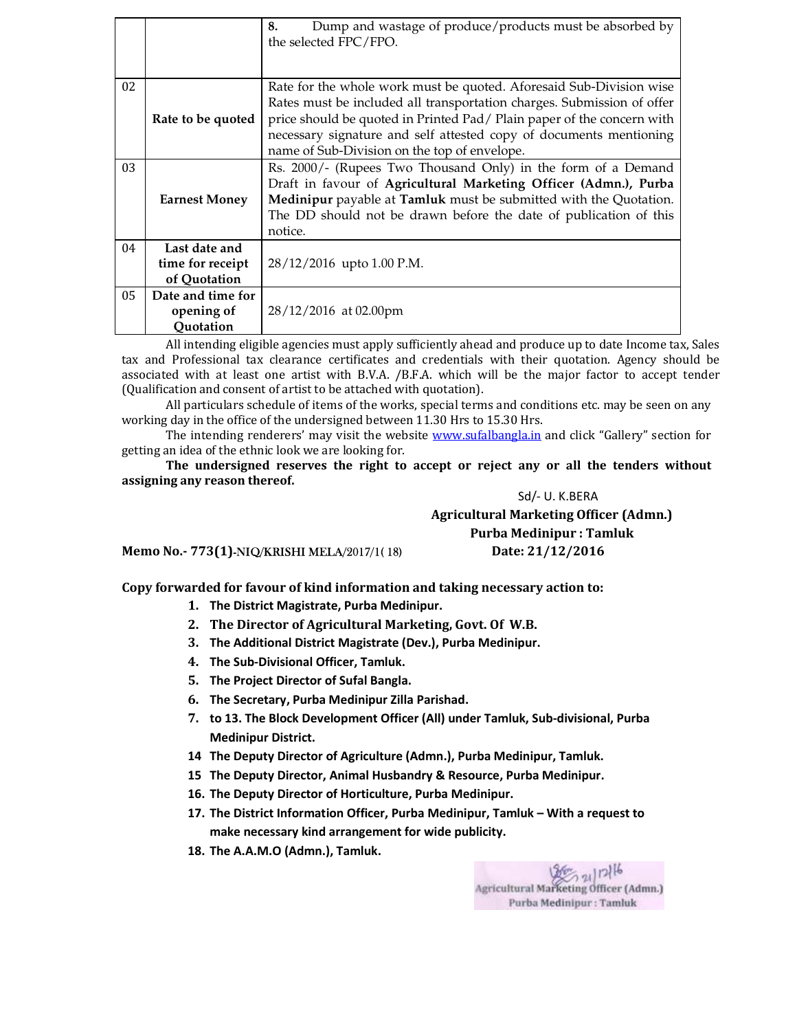| | | |
|---|---|---|
| | | **8.** Dump and wastage of produce/products must be absorbed by the selected FPC/FPO. |
| 02 | **Rate to be quoted** | Rate for the whole work must be quoted. Aforesaid Sub-Division wise Rates must be included all transportation charges. Submission of offer price should be quoted in Printed Pad/ Plain paper of the concern with necessary signature and self attested copy of documents mentioning name of Sub-Division on the top of envelope. |
| 03 | **Earnest Money** | Rs. 2000/- (Rupees Two Thousand Only) in the form of a Demand Draft in favour of **Agricultural Marketing Officer (Admn.), Purba Medinipur** payable at **Tamluk** must be submitted with the Quotation. The DD should not be drawn before the date of publication of this notice. |
| 04 | **Last date and time for receipt of Quotation** | 28/12/2016 upto 1.00 P.M. |
| 05 | **Date and time for opening of Quotation** | 28/12/2016 at 02.00pm |

All intending eligible agencies must apply sufficiently ahead and produce up to date Income tax, Sales tax and Professional tax clearance certificates and credentials with their quotation. Agency should be associated with at least one artist with B.V.A. /B.F.A. which will be the major factor to accept tender (Qualification and consent of artist to be attached with quotation).

All particulars schedule of items of the works, special terms and conditions etc. may be seen on any working day in the office of the undersigned between 11.30 Hrs to 15.30 Hrs.

The intending renderers' may visit the website www.sufalbangla.in and click "Gallery" section for getting an idea of the ethnic look we are looking for.

**The undersigned reserves the right to accept or reject any or all the tenders without assigning any reason thereof.**

Sd/- U. K.BERA

**Agricultural Marketing Officer (Admn.)**

**Purba Medinipur : Tamluk**

**Memo No.- 773(1)**-NIQ/KRISHI MELA/2017/1( 18) **Date: 21/12/2016**

**Copy forwarded for favour of kind information and taking necessary action to:**

1. **The District Magistrate, Purba Medinipur.**
2. **The Director of Agricultural Marketing, Govt. Of W.B.**
3. **The Additional District Magistrate (Dev.), Purba Medinipur.**
4. **The Sub-Divisional Officer, Tamluk.**
5. **The Project Director of Sufal Bangla.**
6. **The Secretary, Purba Medinipur Zilla Parishad.**
7. **to 13. The Block Development Officer (All) under Tamluk, Sub-divisional, Purba Medinipur District.**
14. **The Deputy Director of Agriculture (Admn.), Purba Medinipur, Tamluk.**
15. **The Deputy Director, Animal Husbandry & Resource, Purba Medinipur.**
16. **The Deputy Director of Horticulture, Purba Medinipur.**
17. **The District Information Officer, Purba Medinipur, Tamluk – With a request to make necessary kind arrangement for wide publicity.**
18. **The A.A.M.O (Admn.), Tamluk.**

21/12/16

Agricultural Marketing Officer (Admn.)

Purba Medinipur : Tamluk